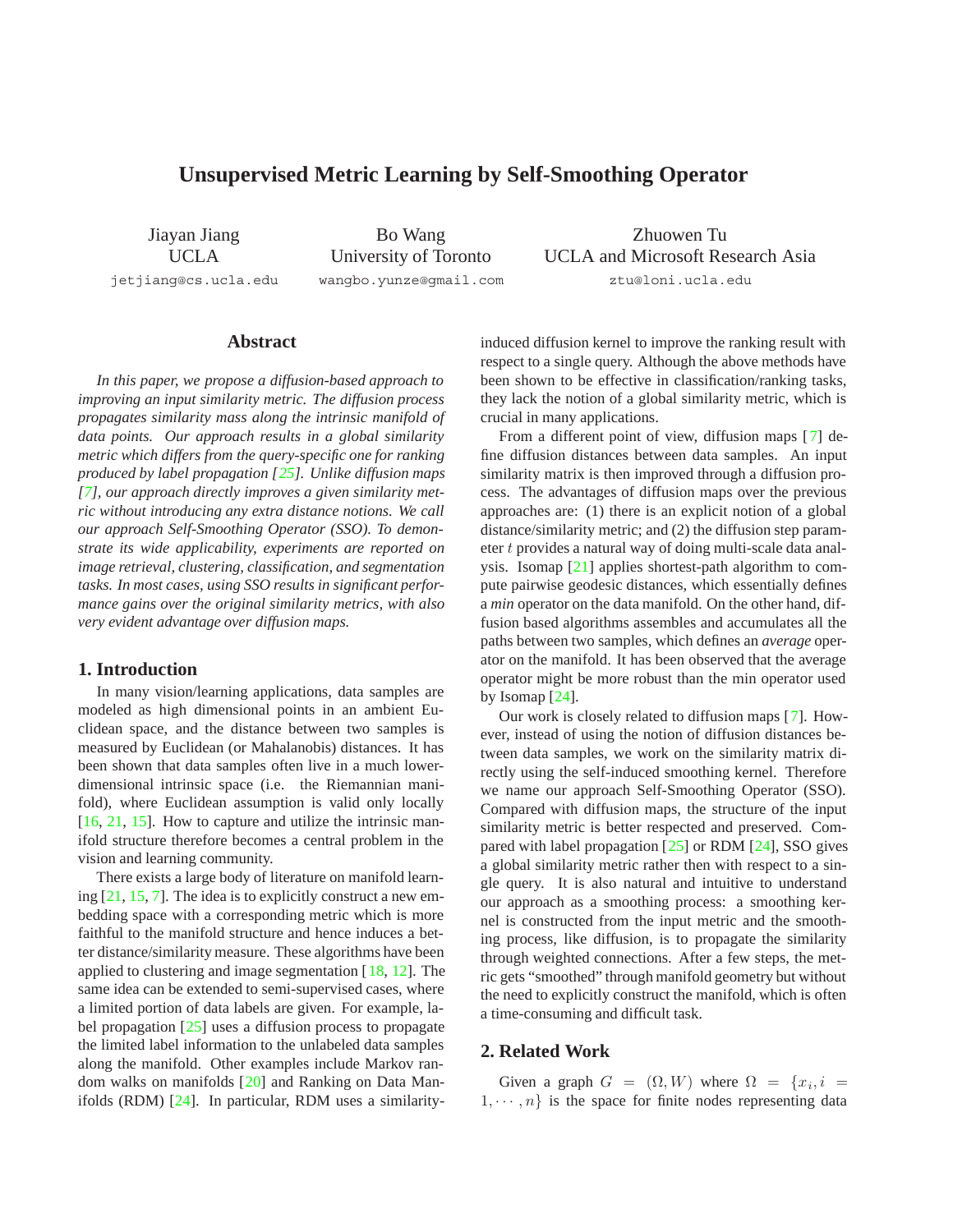# Unsupervised Metric Learning by Self-Smoothing Operator

Jiayan Jiang
UCLA
jetjiang@cs.ucla.edu

Bo Wang
University of Toronto
wangbo.yunze@gmail.com

Zhuowen Tu
UCLA and Microsoft Research Asia
ztu@loni.ucla.edu

## Abstract

*In this paper, we propose a diffusion-based approach to improving an input similarity metric. The diffusion process propagates similarity mass along the intrinsic manifold of data points. Our approach results in a global similarity metric which differs from the query-specific one for ranking produced by label propagation [25]. Unlike diffusion maps [7], our approach directly improves a given similarity metric without introducing any extra distance notions. We call our approach Self-Smoothing Operator (SSO). To demonstrate its wide applicability, experiments are reported on image retrieval, clustering, classification, and segmentation tasks. In most cases, using SSO results in significant performance gains over the original similarity metrics, with also very evident advantage over diffusion maps.*

## 1. Introduction

In many vision/learning applications, data samples are modeled as high dimensional points in an ambient Euclidean space, and the distance between two samples is measured by Euclidean (or Mahalanobis) distances. It has been shown that data samples often live in a much lower-dimensional intrinsic space (i.e. the Riemannian manifold), where Euclidean assumption is valid only locally [16, 21, 15]. How to capture and utilize the intrinsic manifold structure therefore becomes a central problem in the vision and learning community.

There exists a large body of literature on manifold learning [21, 15, 7]. The idea is to explicitly construct a new embedding space with a corresponding metric which is more faithful to the manifold structure and hence induces a better distance/similarity measure. These algorithms have been applied to clustering and image segmentation [18, 12]. The same idea can be extended to semi-supervised cases, where a limited portion of data labels are given. For example, label propagation [25] uses a diffusion process to propagate the limited label information to the unlabeled data samples along the manifold. Other examples include Markov random walks on manifolds [20] and Ranking on Data Manifolds (RDM) [24]. In particular, RDM uses a similarity-induced diffusion kernel to improve the ranking result with respect to a single query. Although the above methods have been shown to be effective in classification/ranking tasks, they lack the notion of a global similarity metric, which is crucial in many applications.

From a different point of view, diffusion maps [7] define diffusion distances between data samples. An input similarity matrix is then improved through a diffusion process. The advantages of diffusion maps over the previous approaches are: (1) there is an explicit notion of a global distance/similarity metric; and (2) the diffusion step parameter $t$ provides a natural way of doing multi-scale data analysis. Isomap [21] applies shortest-path algorithm to compute pairwise geodesic distances, which essentially defines a *min* operator on the data manifold. On the other hand, diffusion based algorithms assembles and accumulates all the paths between two samples, which defines an *average* operator on the manifold. It has been observed that the average operator might be more robust than the min operator used by Isomap [24].

Our work is closely related to diffusion maps [7]. However, instead of using the notion of diffusion distances between data samples, we work on the similarity matrix directly using the self-induced smoothing kernel. Therefore we name our approach Self-Smoothing Operator (SSO). Compared with diffusion maps, the structure of the input similarity metric is better respected and preserved. Compared with label propagation [25] or RDM [24], SSO gives a global similarity metric rather then with respect to a single query. It is also natural and intuitive to understand our approach as a smoothing process: a smoothing kernel is constructed from the input metric and the smoothing process, like diffusion, is to propagate the similarity through weighted connections. After a few steps, the metric gets "smoothed" through manifold geometry but without the need to explicitly construct the manifold, which is often a time-consuming and difficult task.

## 2. Related Work

Given a graph $G = (\Omega, W)$ where $\Omega = \{x_i, i = 1, \cdots, n\}$ is the space for finite nodes representing data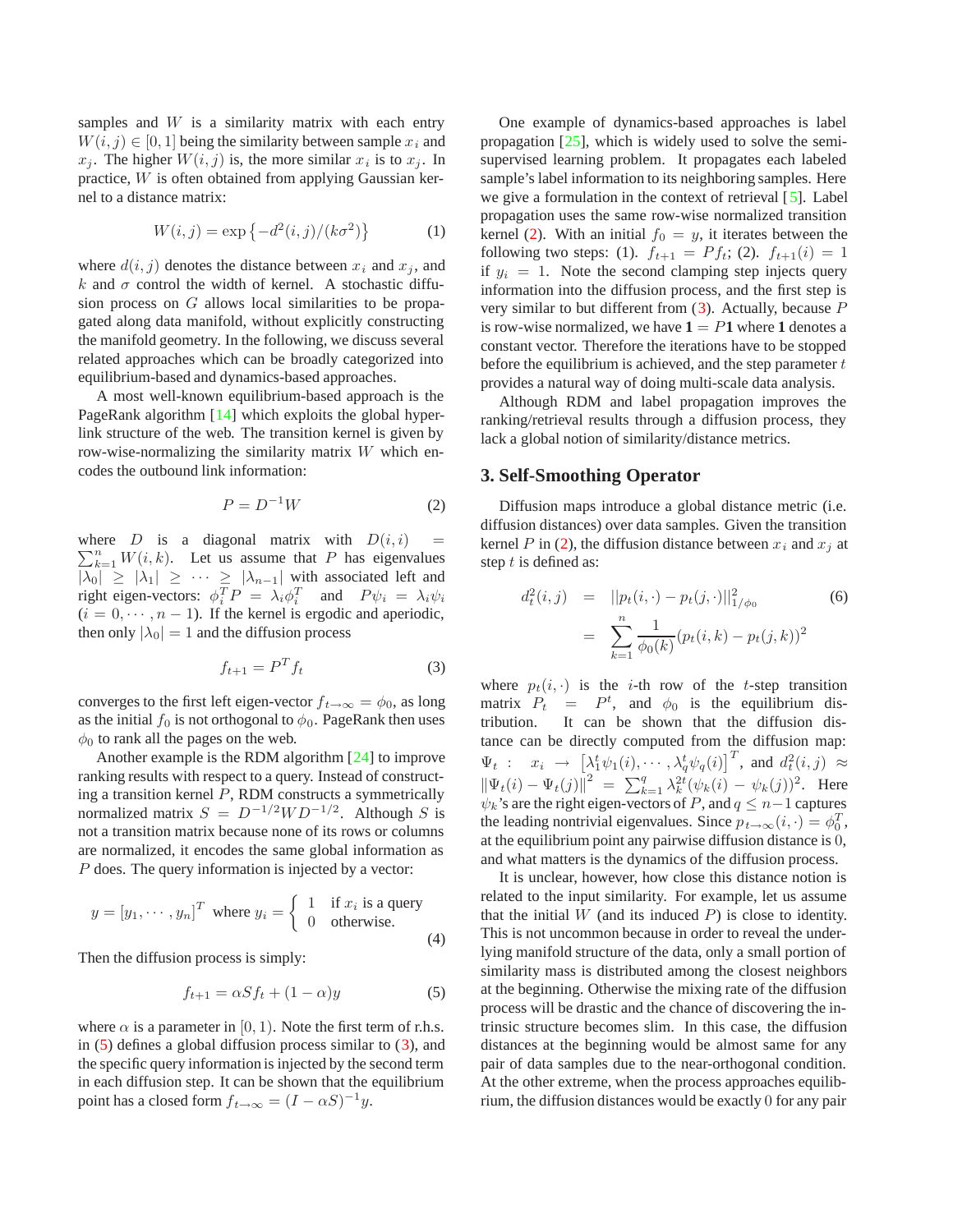samples and $W$ is a similarity matrix with each entry $W(i,j) \in [0,1]$ being the similarity between sample $x_i$ and $x_j$. The higher $W(i,j)$ is, the more similar $x_i$ is to $x_j$. In practice, $W$ is often obtained from applying Gaussian kernel to a distance matrix:

$$W(i,j) = \exp\left\{-d^2(i,j)/(k\sigma^2)\right\} \tag{1}$$

where $d(i,j)$ denotes the distance between $x_i$ and $x_j$, and $k$ and $\sigma$ control the width of kernel. A stochastic diffusion process on $G$ allows local similarities to be propagated along data manifold, without explicitly constructing the manifold geometry. In the following, we discuss several related approaches which can be broadly categorized into equilibrium-based and dynamics-based approaches.

A most well-known equilibrium-based approach is the PageRank algorithm [14] which exploits the global hyperlink structure of the web. The transition kernel is given by row-wise-normalizing the similarity matrix $W$ which encodes the outbound link information:

$$P = D^{-1}W \tag{2}$$

where $D$ is a diagonal matrix with $D(i,i) = \sum_{k=1}^{n} W(i,k)$. Let us assume that $P$ has eigenvalues $|\lambda_0| \geq |\lambda_1| \geq \cdots \geq |\lambda_{n-1}|$ with associated left and right eigen-vectors: $\phi_i^T P = \lambda_i \phi_i^T$ and $P\psi_i = \lambda_i \psi_i$ $(i = 0, \cdots, n-1)$. If the kernel is ergodic and aperiodic, then only $|\lambda_0| = 1$ and the diffusion process

$$f_{t+1} = P^T f_t \tag{3}$$

converges to the first left eigen-vector $f_{t\to\infty} = \phi_0$, as long as the initial $f_0$ is not orthogonal to $\phi_0$. PageRank then uses $\phi_0$ to rank all the pages on the web.

Another example is the RDM algorithm [24] to improve ranking results with respect to a query. Instead of constructing a transition kernel $P$, RDM constructs a symmetrically normalized matrix $S = D^{-1/2}WD^{-1/2}$. Although $S$ is not a transition matrix because none of its rows or columns are normalized, it encodes the same global information as $P$ does. The query information is injected by a vector:

$$y = [y_1, \cdots, y_n]^T \text{ where } y_i = \begin{cases} 1 & \text{if } x_i \text{ is a query} \\ 0 & \text{otherwise.} \end{cases} \tag{4}$$

Then the diffusion process is simply:

$$f_{t+1} = \alpha S f_t + (1-\alpha) y \tag{5}$$

where $\alpha$ is a parameter in $[0, 1)$. Note the first term of r.h.s. in (5) defines a global diffusion process similar to (3), and the specific query information is injected by the second term in each diffusion step. It can be shown that the equilibrium point has a closed form $f_{t\to\infty} = (I - \alpha S)^{-1} y$.

One example of dynamics-based approaches is label propagation [25], which is widely used to solve the semi-supervised learning problem. It propagates each labeled sample's label information to its neighboring samples. Here we give a formulation in the context of retrieval [5]. Label propagation uses the same row-wise normalized transition kernel (2). With an initial $f_0 = y$, it iterates between the following two steps: (1). $f_{t+1} = Pf_t$; (2). $f_{t+1}(i) = 1$ if $y_i = 1$. Note the second clamping step injects query information into the diffusion process, and the first step is very similar to but different from (3). Actually, because $P$ is row-wise normalized, we have $\mathbf{1} = P\mathbf{1}$ where $\mathbf{1}$ denotes a constant vector. Therefore the iterations have to be stopped before the equilibrium is achieved, and the step parameter $t$ provides a natural way of doing multi-scale data analysis.

Although RDM and label propagation improves the ranking/retrieval results through a diffusion process, they lack a global notion of similarity/distance metrics.

## 3. Self-Smoothing Operator

Diffusion maps introduce a global distance metric (i.e. diffusion distances) over data samples. Given the transition kernel $P$ in (2), the diffusion distance between $x_i$ and $x_j$ at step $t$ is defined as:

$$\begin{aligned} d_t^2(i,j) &= ||p_t(i,\cdot) - p_t(j,\cdot)||^2_{1/\phi_0} \\ &= \sum_{k=1}^{n} \frac{1}{\phi_0(k)} (p_t(i,k) - p_t(j,k))^2 \end{aligned} \tag{6}$$

where $p_t(i,\cdot)$ is the $i$-th row of the $t$-step transition matrix $P_t = P^t$, and $\phi_0$ is the equilibrium distribution. It can be shown that the diffusion distance can be directly computed from the diffusion map: $\Psi_t : x_i \to \left[\lambda_1^t \psi_1(i), \cdots, \lambda_q^t \psi_q(i)\right]^T$, and $d_t^2(i,j) \approx \|\Psi_t(i) - \Psi_t(j)\|^2 = \sum_{k=1}^{q} \lambda_k^{2t} (\psi_k(i) - \psi_k(j))^2$. Here $\psi_k$'s are the right eigen-vectors of $P$, and $q \leq n-1$ captures the leading nontrivial eigenvalues. Since $p_{t\to\infty}(i,\cdot) = \phi_0^T$, at the equilibrium point any pairwise diffusion distance is 0, and what matters is the dynamics of the diffusion process.

It is unclear, however, how close this distance notion is related to the input similarity. For example, let us assume that the initial $W$ (and its induced $P$) is close to identity. This is not uncommon because in order to reveal the underlying manifold structure of the data, only a small portion of similarity mass is distributed among the closest neighbors at the beginning. Otherwise the mixing rate of the diffusion process will be drastic and the chance of discovering the intrinsic structure becomes slim. In this case, the diffusion distances at the beginning would be almost same for any pair of data samples due to the near-orthogonal condition. At the other extreme, when the process approaches equilibrium, the diffusion distances would be exactly 0 for any pair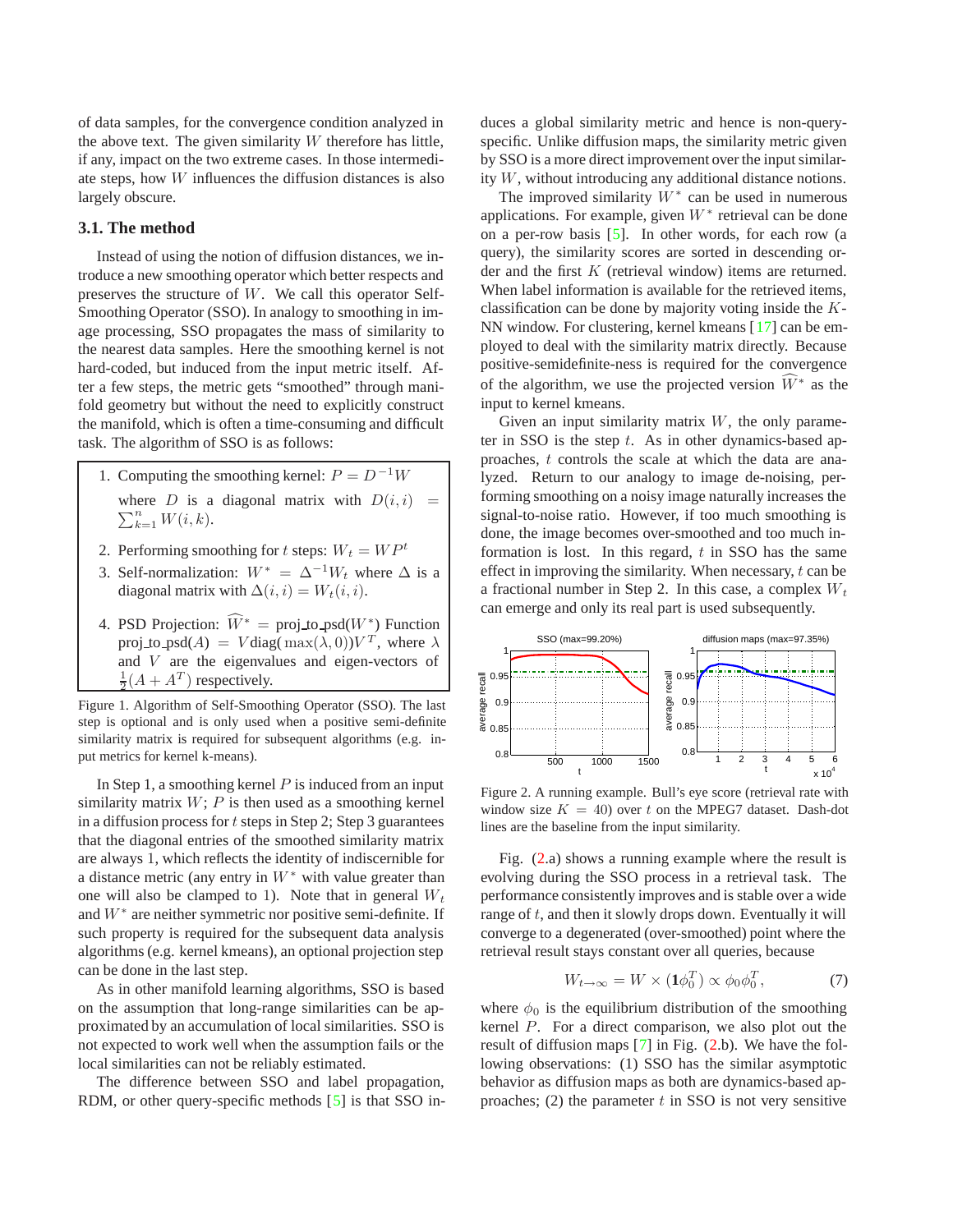of data samples, for the convergence condition analyzed in the above text. The given similarity $W$ therefore has little, if any, impact on the two extreme cases. In those intermediate steps, how $W$ influences the diffusion distances is also largely obscure.

### 3.1. The method

Instead of using the notion of diffusion distances, we introduce a new smoothing operator which better respects and preserves the structure of $W$. We call this operator Self-Smoothing Operator (SSO). In analogy to smoothing in image processing, SSO propagates the mass of similarity to the nearest data samples. Here the smoothing kernel is not hard-coded, but induced from the input metric itself. After a few steps, the metric gets "smoothed" through manifold geometry but without the need to explicitly construct the manifold, which is often a time-consuming and difficult task. The algorithm of SSO is as follows:

1. Computing the smoothing kernel: $P = D^{-1}W$ where $D$ is a diagonal matrix with $D(i,i) = \sum_{k=1}^{n} W(i,k)$.
2. Performing smoothing for $t$ steps: $W_t = WP^t$
3. Self-normalization: $W^* = \Delta^{-1}W_t$ where $\Delta$ is a diagonal matrix with $\Delta(i,i) = W_t(i,i)$.
4. PSD Projection: $\widehat{W^*} = \text{proj\_to\_psd}(W^*)$ Function $\text{proj\_to\_psd}(A) = V\text{diag}(\max(\lambda, 0))V^T$, where $\lambda$ and $V$ are the eigenvalues and eigen-vectors of $\frac{1}{2}(A + A^T)$ respectively.

Figure 1. Algorithm of Self-Smoothing Operator (SSO). The last step is optional and is only used when a positive semi-definite similarity matrix is required for subsequent algorithms (e.g. input metrics for kernel k-means).

In Step 1, a smoothing kernel $P$ is induced from an input similarity matrix $W$; $P$ is then used as a smoothing kernel in a diffusion process for $t$ steps in Step 2; Step 3 guarantees that the diagonal entries of the smoothed similarity matrix are always 1, which reflects the identity of indiscernible for a distance metric (any entry in $W^*$ with value greater than one will also be clamped to 1). Note that in general $W_t$ and $W^*$ are neither symmetric nor positive semi-definite. If such property is required for the subsequent data analysis algorithms (e.g. kernel kmeans), an optional projection step can be done in the last step.

As in other manifold learning algorithms, SSO is based on the assumption that long-range similarities can be approximated by an accumulation of local similarities. SSO is not expected to work well when the assumption fails or the local similarities can not be reliably estimated.

The difference between SSO and label propagation, RDM, or other query-specific methods [5] is that SSO induces a global similarity metric and hence is non-query-specific. Unlike diffusion maps, the similarity metric given by SSO is a more direct improvement over the input similarity $W$, without introducing any additional distance notions.

The improved similarity $W^*$ can be used in numerous applications. For example, given $W^*$ retrieval can be done on a per-row basis [5]. In other words, for each row (a query), the similarity scores are sorted in descending order and the first $K$ (retrieval window) items are returned. When label information is available for the retrieved items, classification can be done by majority voting inside the $K$-NN window. For clustering, kernel kmeans [17] can be employed to deal with the similarity matrix directly. Because positive-semidefinite-ness is required for the convergence of the algorithm, we use the projected version $\widehat{W^*}$ as the input to kernel kmeans.

Given an input similarity matrix $W$, the only parameter in SSO is the step $t$. As in other dynamics-based approaches, $t$ controls the scale at which the data are analyzed. Return to our analogy to image de-noising, performing smoothing on a noisy image naturally increases the signal-to-noise ratio. However, if too much smoothing is done, the image becomes over-smoothed and too much information is lost. In this regard, $t$ in SSO has the same effect in improving the similarity. When necessary, $t$ can be a fractional number in Step 2. In this case, a complex $W_t$ can emerge and only its real part is used subsequently.

Figure 2. A running example. Bull's eye score (retrieval rate with window size $K = 40$) over $t$ on the MPEG7 dataset. Dash-dot lines are the baseline from the input similarity.

Fig. (2.a) shows a running example where the result is evolving during the SSO process in a retrieval task. The performance consistently improves and is stable over a wide range of $t$, and then it slowly drops down. Eventually it will converge to a degenerated (over-smoothed) point where the retrieval result stays constant over all queries, because

$$W_{t\to\infty} = W \times (\mathbf{1}\phi_0^T) \propto \phi_0\phi_0^T, \tag{7}$$

where $\phi_0$ is the equilibrium distribution of the smoothing kernel $P$. For a direct comparison, we also plot out the result of diffusion maps [7] in Fig. (2.b). We have the following observations: (1) SSO has the similar asymptotic behavior as diffusion maps as both are dynamics-based approaches; (2) the parameter $t$ in SSO is not very sensitive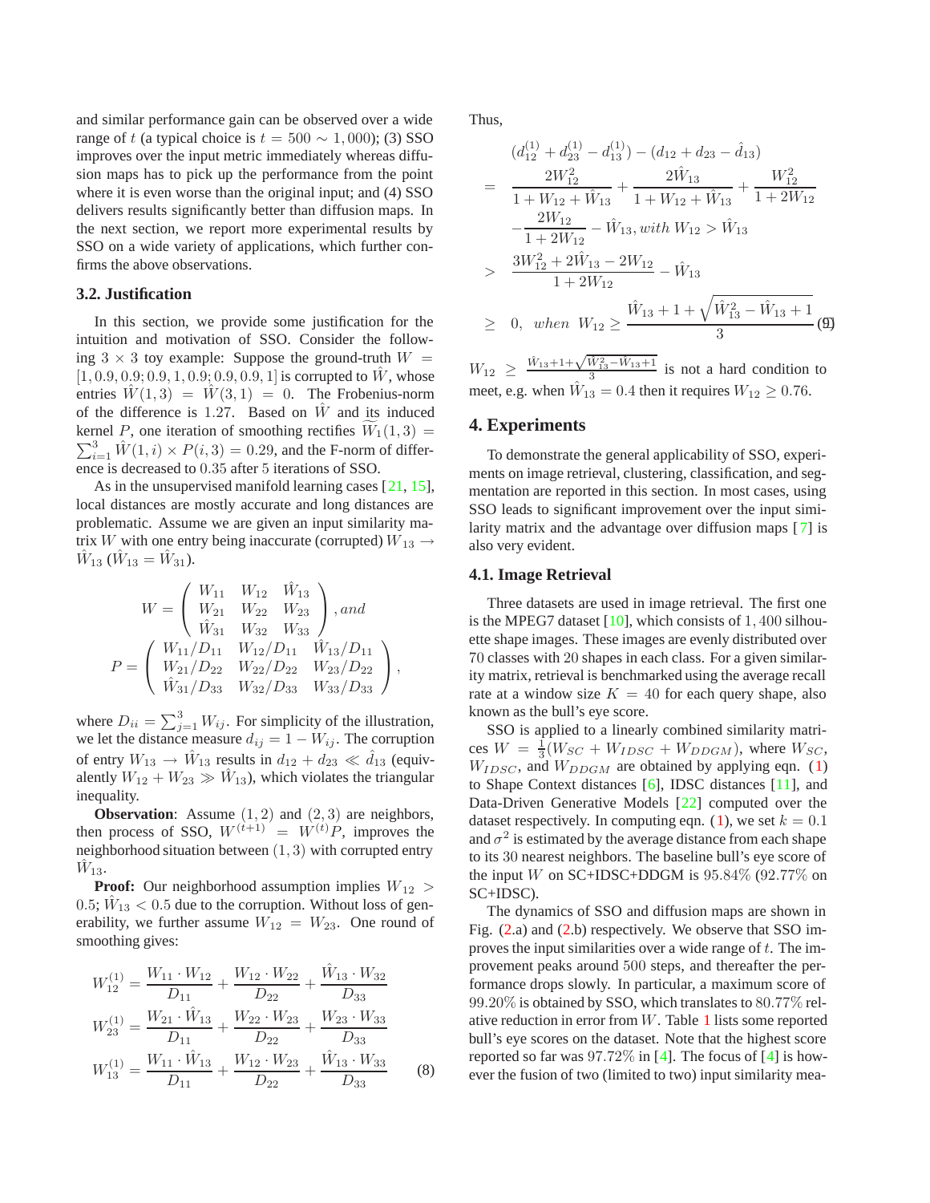and similar performance gain can be observed over a wide range of $t$ (a typical choice is $t = 500 \sim 1,000$); (3) SSO improves over the input metric immediately whereas diffusion maps has to pick up the performance from the point where it is even worse than the original input; and (4) SSO delivers results significantly better than diffusion maps. In the next section, we report more experimental results by SSO on a wide variety of applications, which further confirms the above observations.

### 3.2. Justification

In this section, we provide some justification for the intuition and motivation of SSO. Consider the following $3 \times 3$ toy example: Suppose the ground-truth $W = [1, 0.9, 0.9; 0.9, 1, 0.9; 0.9, 0.9, 1]$ is corrupted to $\hat{W}$, whose entries $\hat{W}(1,3) = \hat{W}(3,1) = 0$. The Frobenius-norm of the difference is $1.27$. Based on $\hat{W}$ and its induced kernel $P$, one iteration of smoothing rectifies $\widetilde{W}_1(1,3) = \sum_{i=1}^{3} \hat{W}(1,i) \times P(i,3) = 0.29$, and the F-norm of difference is decreased to $0.35$ after $5$ iterations of SSO.

As in the unsupervised manifold learning cases [21, 15], local distances are mostly accurate and long distances are problematic. Assume we are given an input similarity matrix $W$ with one entry being inaccurate (corrupted) $W_{13} \rightarrow \hat{W}_{13}$ ($\hat{W}_{13} = \hat{W}_{31}$).

$$
W = \begin{pmatrix} W_{11} & W_{12} & \hat{W}_{13} \\ W_{21} & W_{22} & W_{23} \\ \hat{W}_{31} & W_{32} & W_{33} \end{pmatrix}, and
$$

$$
P = \begin{pmatrix} W_{11}/D_{11} & W_{12}/D_{11} & \hat{W}_{13}/D_{11} \\ W_{21}/D_{22} & W_{22}/D_{22} & W_{23}/D_{22} \\ \hat{W}_{31}/D_{33} & W_{32}/D_{33} & W_{33}/D_{33} \end{pmatrix},
$$

where $D_{ii} = \sum_{j=1}^{3} W_{ij}$. For simplicity of the illustration, we let the distance measure $d_{ij} = 1 - W_{ij}$. The corruption of entry $W_{13} \rightarrow \hat{W}_{13}$ results in $d_{12} + d_{23} \ll \hat{d}_{13}$ (equivalently $W_{12} + W_{23} \gg \hat{W}_{13}$), which violates the triangular inequality.

**Observation**: Assume $(1,2)$ and $(2,3)$ are neighbors, then process of SSO, $W^{(t+1)} = W^{(t)}P$, improves the neighborhood situation between $(1,3)$ with corrupted entry $\hat{W}_{13}$.

**Proof:** Our neighborhood assumption implies $W_{12} > 0.5$; $\hat{W}_{13} < 0.5$ due to the corruption. Without loss of generability, we further assume $W_{12} = W_{23}$. One round of smoothing gives:

$$
\begin{aligned}
W_{12}^{(1)} &= \frac{W_{11} \cdot W_{12}}{D_{11}} + \frac{W_{12} \cdot W_{22}}{D_{22}} + \frac{\hat{W}_{13} \cdot W_{32}}{D_{33}} \\
W_{23}^{(1)} &= \frac{W_{21} \cdot \hat{W}_{13}}{D_{11}} + \frac{W_{22} \cdot W_{23}}{D_{22}} + \frac{W_{23} \cdot W_{33}}{D_{33}} \\
W_{13}^{(1)} &= \frac{W_{11} \cdot \hat{W}_{13}}{D_{11}} + \frac{W_{12} \cdot W_{23}}{D_{22}} + \frac{\hat{W}_{13} \cdot W_{33}}{D_{33}}
\end{aligned} \tag{8}
$$

Thus,

$$
\begin{aligned}
& (d_{12}^{(1)} + d_{23}^{(1)} - d_{13}^{(1)}) - (d_{12} + d_{23} - \hat{d}_{13}) \\
= \;& \frac{2W_{12}^2}{1 + W_{12} + \hat{W}_{13}} + \frac{2\hat{W}_{13}}{1 + W_{12} + \hat{W}_{13}} + \frac{W_{12}^2}{1 + 2W_{12}} \\
& - \frac{2W_{12}}{1 + 2W_{12}} - \hat{W}_{13}, with\ W_{12} > \hat{W}_{13} \\
> \;& \frac{3W_{12}^2 + 2\hat{W}_{13} - 2W_{12}}{1 + 2W_{12}} - \hat{W}_{13} \\
\geq \;& 0, \;\; when \;\; W_{12} \geq \frac{\hat{W}_{13} + 1 + \sqrt{\hat{W}_{13}^2 - \hat{W}_{13} + 1}}{3}
\end{aligned} \tag{9}
$$

$W_{12} \geq \frac{\hat{W}_{13} + 1 + \sqrt{\hat{W}_{13}^2 - \hat{W}_{13} + 1}}{3}$ is not a hard condition to meet, e.g. when $\hat{W}_{13} = 0.4$ then it requires $W_{12} \geq 0.76$.

## 4. Experiments

To demonstrate the general applicability of SSO, experiments on image retrieval, clustering, classification, and segmentation are reported in this section. In most cases, using SSO leads to significant improvement over the input similarity matrix and the advantage over diffusion maps [7] is also very evident.

### 4.1. Image Retrieval

Three datasets are used in image retrieval. The first one is the MPEG7 dataset [10], which consists of $1,400$ silhouette shape images. These images are evenly distributed over $70$ classes with $20$ shapes in each class. For a given similarity matrix, retrieval is benchmarked using the average recall rate at a window size $K = 40$ for each query shape, also known as the bull's eye score.

SSO is applied to a linearly combined similarity matrices $W = \frac{1}{3}(W_{SC} + W_{IDSC} + W_{DDGM})$, where $W_{SC}$, $W_{IDSC}$, and $W_{DDGM}$ are obtained by applying eqn. (1) to Shape Context distances [6], IDSC distances [11], and Data-Driven Generative Models [22] computed over the dataset respectively. In computing eqn. (1), we set $k = 0.1$ and $\sigma^2$ is estimated by the average distance from each shape to its $30$ nearest neighbors. The baseline bull's eye score of the input $W$ on SC+IDSC+DDGM is $95.84\%$ ($92.77\%$ on SC+IDSC).

The dynamics of SSO and diffusion maps are shown in Fig. (2.a) and (2.b) respectively. We observe that SSO improves the input similarities over a wide range of $t$. The improvement peaks around $500$ steps, and thereafter the performance drops slowly. In particular, a maximum score of $99.20\%$ is obtained by SSO, which translates to $80.77\%$ relative reduction in error from $W$. Table 1 lists some reported bull's eye scores on the dataset. Note that the highest score reported so far was $97.72\%$ in [4]. The focus of [4] is however the fusion of two (limited to two) input similarity mea-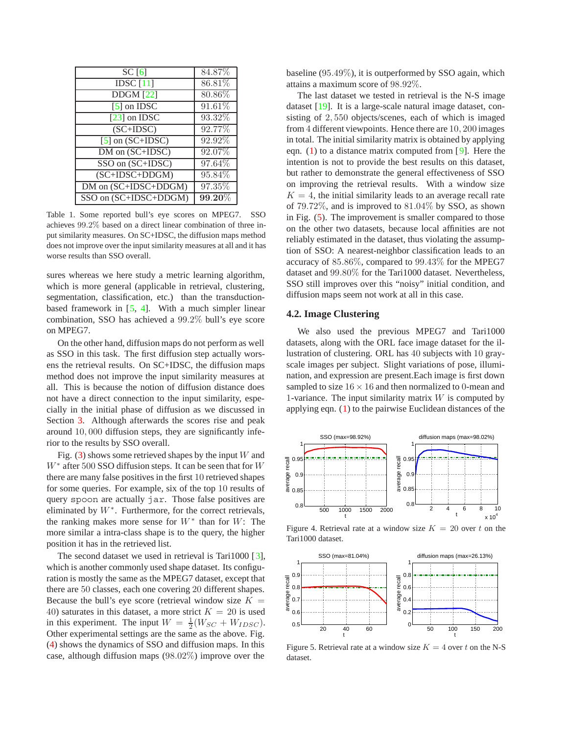| | |
|---|---|
| SC [6] | 84.87% |
| IDSC [11] | 86.81% |
| DDGM [22] | 80.86% |
| [5] on IDSC | 91.61% |
| [23] on IDSC | 93.32% |
| (SC+IDSC) | 92.77% |
| [5] on (SC+IDSC) | 92.92% |
| DM on (SC+IDSC) | 92.07% |
| SSO on (SC+IDSC) | 97.64% |
| (SC+IDSC+DDGM) | 95.84% |
| DM on (SC+IDSC+DDGM) | 97.35% |
| SSO on (SC+IDSC+DDGM) | **99.20%** |

Table 1. Some reported bull's eye scores on MPEG7. SSO achieves 99.2% based on a direct linear combination of three input similarity measures. On SC+IDSC, the diffusion maps method does not improve over the input similarity measures at all and it has worse results than SSO overall.

sures whereas we here study a metric learning algorithm, which is more general (applicable in retrieval, clustering, segmentation, classification, etc.) than the transduction-based framework in [5, 4]. With a much simpler linear combination, SSO has achieved a 99.2% bull's eye score on MPEG7.

On the other hand, diffusion maps do not perform as well as SSO in this task. The first diffusion step actually worsens the retrieval results. On SC+IDSC, the diffusion maps method does not improve the input similarity measures at all. This is because the notion of diffusion distance does not have a direct connection to the input similarity, especially in the initial phase of diffusion as we discussed in Section 3. Although afterwards the scores rise and peak around 10,000 diffusion steps, they are significantly inferior to the results by SSO overall.

Fig. (3) shows some retrieved shapes by the input $W$ and $W^*$ after 500 SSO diffusion steps. It can be seen that for $W$ there are many false positives in the first 10 retrieved shapes for some queries. For example, six of the top 10 results of query `spoon` are actually `jar`. Those false positives are eliminated by $W^*$. Furthermore, for the correct retrievals, the ranking makes more sense for $W^*$ than for $W$: The more similar a intra-class shape is to the query, the higher position it has in the retrieved list.

The second dataset we used in retrieval is Tari1000 [3], which is another commonly used shape dataset. Its configuration is mostly the same as the MPEG7 dataset, except that there are 50 classes, each one covering 20 different shapes. Because the bull's eye score (retrieval window size $K = 40$) saturates in this dataset, a more strict $K = 20$ is used in this experiment. The input $W = \frac{1}{2}(W_{SC} + W_{IDSC})$. Other experimental settings are the same as the above. Fig. (4) shows the dynamics of SSO and diffusion maps. In this case, although diffusion maps (98.02%) improve over the baseline (95.49%), it is outperformed by SSO again, which attains a maximum score of 98.92%.

The last dataset we tested in retrieval is the N-S image dataset [19]. It is a large-scale natural image dataset, consisting of 2,550 objects/scenes, each of which is imaged from 4 different viewpoints. Hence there are 10,200 images in total. The initial similarity matrix is obtained by applying eqn. (1) to a distance matrix computed from [9]. Here the intention is not to provide the best results on this dataset, but rather to demonstrate the general effectiveness of SSO on improving the retrieval results. With a window size $K = 4$, the initial similarity leads to an average recall rate of 79.72%, and is improved to 81.04% by SSO, as shown in Fig. (5). The improvement is smaller compared to those on the other two datasets, because local affinities are not reliably estimated in the dataset, thus violating the assumption of SSO: A nearest-neighbor classification leads to an accuracy of 85.86%, compared to 99.43% for the MPEG7 dataset and 99.80% for the Tari1000 dataset. Nevertheless, SSO still improves over this "noisy" initial condition, and diffusion maps seem not work at all in this case.

## 4.2. Image Clustering

We also used the previous MPEG7 and Tari1000 datasets, along with the ORL face image dataset for the illustration of clustering. ORL has 40 subjects with 10 grayscale images per subject. Slight variations of pose, illumination, and expression are present.Each image is first down sampled to size $16 \times 16$ and then normalized to 0-mean and 1-variance. The input similarity matrix $W$ is computed by applying eqn. (1) to the pairwise Euclidean distances of the

Figure 4. Retrieval rate at a window size $K = 20$ over $t$ on the Tari1000 dataset.

Figure 5. Retrieval rate at a window size $K = 4$ over $t$ on the N-S dataset.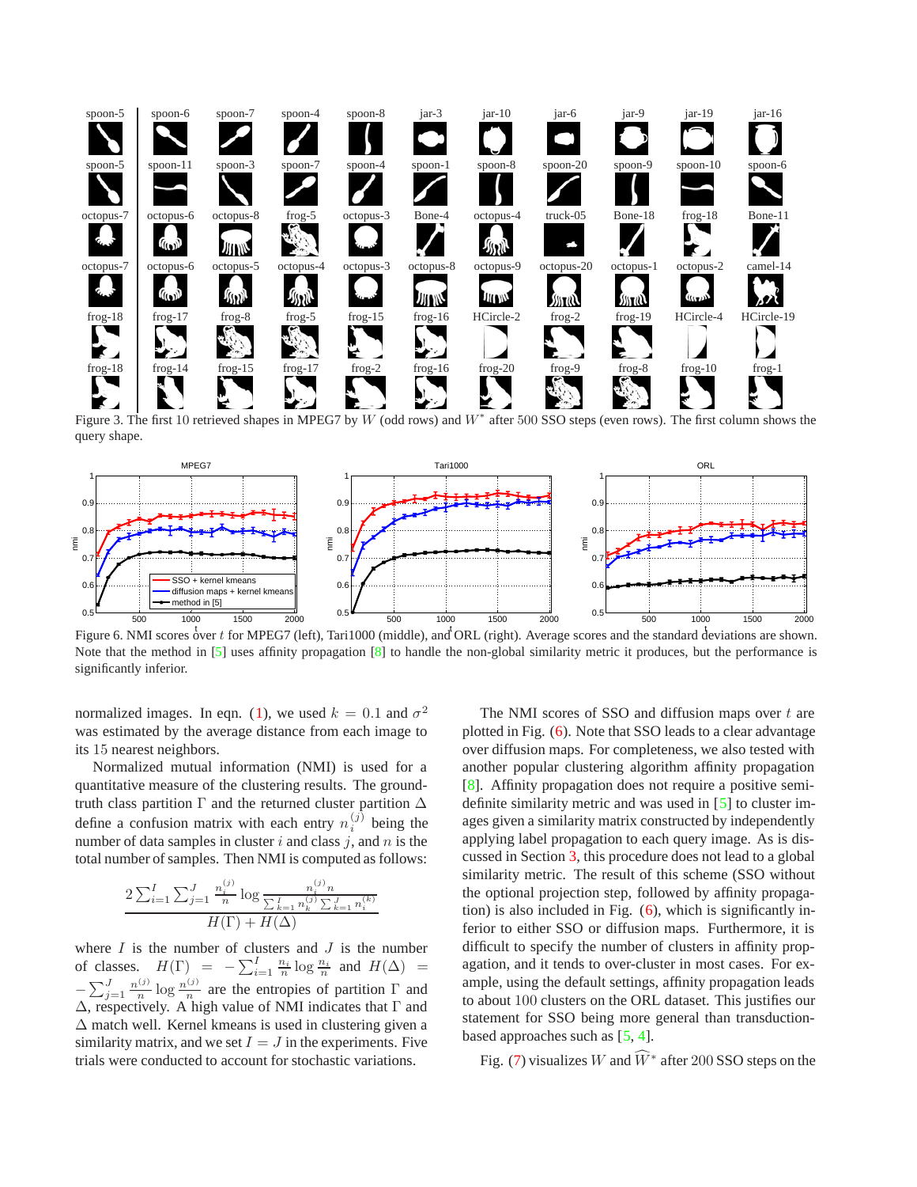Figure 3. The first 10 retrieved shapes in MPEG7 by $W$ (odd rows) and $W^*$ after 500 SSO steps (even rows). The first column shows the query shape.

Figure 6. NMI scores over $t$ for MPEG7 (left), Tari1000 (middle), and ORL (right). Average scores and the standard deviations are shown. Note that the method in [5] uses affinity propagation [8] to handle the non-global similarity metric it produces, but the performance is significantly inferior.

normalized images. In eqn. (1), we used $k = 0.1$ and $\sigma^2$ was estimated by the average distance from each image to its 15 nearest neighbors.

Normalized mutual information (NMI) is used for a quantitative measure of the clustering results. The ground-truth class partition $\Gamma$ and the returned cluster partition $\Delta$ define a confusion matrix with each entry $n_i^{(j)}$ being the number of data samples in cluster $i$ and class $j$, and $n$ is the total number of samples. Then NMI is computed as follows:

$$\frac{2\sum_{i=1}^{I}\sum_{j=1}^{J}\frac{n_i^{(j)}}{n}\log\frac{n_i^{(j)}n}{\sum_{k=1}^{I}n_k^{(j)}\sum_{k=1}^{J}n_i^{(k)}}}{H(\Gamma)+H(\Delta)}$$

where $I$ is the number of clusters and $J$ is the number of classes. $H(\Gamma) = -\sum_{i=1}^{I}\frac{n_i}{n}\log\frac{n_i}{n}$ and $H(\Delta) = -\sum_{j=1}^{J}\frac{n^{(j)}}{n}\log\frac{n^{(j)}}{n}$ are the entropies of partition $\Gamma$ and $\Delta$, respectively. A high value of NMI indicates that $\Gamma$ and $\Delta$ match well. Kernel kmeans is used in clustering given a similarity matrix, and we set $I = J$ in the experiments. Five trials were conducted to account for stochastic variations.

The NMI scores of SSO and diffusion maps over $t$ are plotted in Fig. (6). Note that SSO leads to a clear advantage over diffusion maps. For completeness, we also tested with another popular clustering algorithm affinity propagation [8]. Affinity propagation does not require a positive semi-definite similarity metric and was used in [5] to cluster images given a similarity matrix constructed by independently applying label propagation to each query image. As is discussed in Section 3, this procedure does not lead to a global similarity metric. The result of this scheme (SSO without the optional projection step, followed by affinity propagation) is also included in Fig. (6), which is significantly inferior to either SSO or diffusion maps. Furthermore, it is difficult to specify the number of clusters in affinity propagation, and it tends to over-cluster in most cases. For example, using the default settings, affinity propagation leads to about 100 clusters on the ORL dataset. This justifies our statement for SSO being more general than transduction-based approaches such as [5, 4].

Fig. (7) visualizes $W$ and $\widehat{W}^*$ after 200 SSO steps on the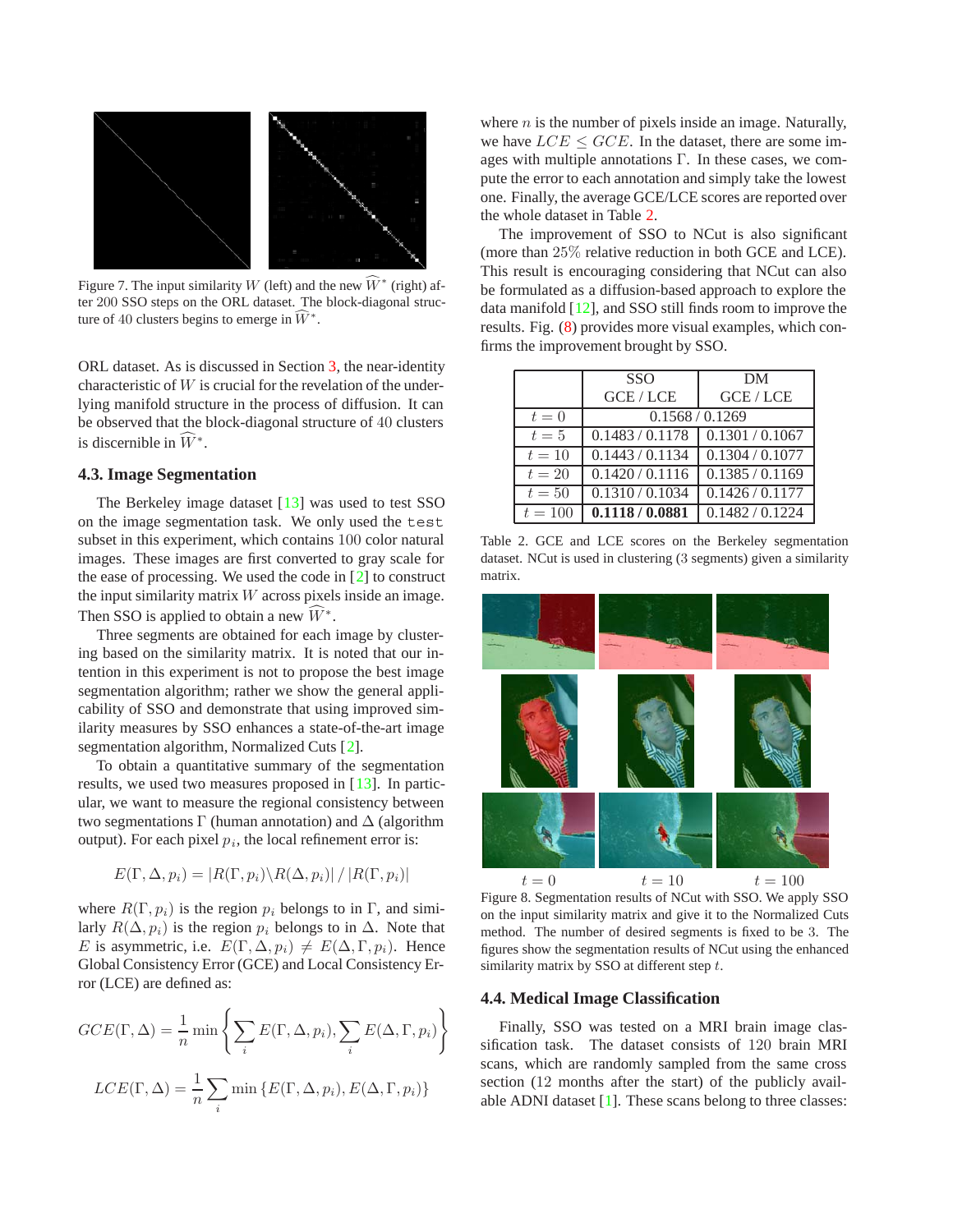Figure 7. The input similarity $W$ (left) and the new $\widehat{W}^*$ (right) after 200 SSO steps on the ORL dataset. The block-diagonal structure of 40 clusters begins to emerge in $\widehat{W}^*$.

ORL dataset. As is discussed in Section 3, the near-identity characteristic of $W$ is crucial for the revelation of the underlying manifold structure in the process of diffusion. It can be observed that the block-diagonal structure of 40 clusters is discernible in $\widehat{W}^*$.

### 4.3. Image Segmentation

The Berkeley image dataset [13] was used to test SSO on the image segmentation task. We only used the `test` subset in this experiment, which contains 100 color natural images. These images are first converted to gray scale for the ease of processing. We used the code in [2] to construct the input similarity matrix $W$ across pixels inside an image. Then SSO is applied to obtain a new $\widehat{W}^*$.

Three segments are obtained for each image by clustering based on the similarity matrix. It is noted that our intention in this experiment is not to propose the best image segmentation algorithm; rather we show the general applicability of SSO and demonstrate that using improved similarity measures by SSO enhances a state-of-the-art image segmentation algorithm, Normalized Cuts [2].

To obtain a quantitative summary of the segmentation results, we used two measures proposed in [13]. In particular, we want to measure the regional consistency between two segmentations $\Gamma$ (human annotation) and $\Delta$ (algorithm output). For each pixel $p_i$, the local refinement error is:

$$E(\Gamma, \Delta, p_i) = |R(\Gamma, p_i) \backslash R(\Delta, p_i)| \,/\, |R(\Gamma, p_i)|$$

where $R(\Gamma, p_i)$ is the region $p_i$ belongs to in $\Gamma$, and similarly $R(\Delta, p_i)$ is the region $p_i$ belongs to in $\Delta$. Note that $E$ is asymmetric, i.e. $E(\Gamma, \Delta, p_i) \neq E(\Delta, \Gamma, p_i)$. Hence Global Consistency Error (GCE) and Local Consistency Error (LCE) are defined as:

$$GCE(\Gamma, \Delta) = \frac{1}{n} \min \left\{ \sum_i E(\Gamma, \Delta, p_i), \sum_i E(\Delta, \Gamma, p_i) \right\}$$

$$LCE(\Gamma, \Delta) = \frac{1}{n} \sum_i \min \left\{ E(\Gamma, \Delta, p_i), E(\Delta, \Gamma, p_i) \right\}$$

where $n$ is the number of pixels inside an image. Naturally, we have $LCE \leq GCE$. In the dataset, there are some images with multiple annotations $\Gamma$. In these cases, we compute the error to each annotation and simply take the lowest one. Finally, the average GCE/LCE scores are reported over the whole dataset in Table 2.

The improvement of SSO to NCut is also significant (more than 25% relative reduction in both GCE and LCE). This result is encouraging considering that NCut can also be formulated as a diffusion-based approach to explore the data manifold [12], and SSO still finds room to improve the results. Fig. (8) provides more visual examples, which confirms the improvement brought by SSO.

| | SSO GCE / LCE | DM GCE / LCE |
|---|---|---|
| $t = 0$ | 0.1568 / 0.1269 | |
| $t = 5$ | 0.1483 / 0.1178 | 0.1301 / 0.1067 |
| $t = 10$ | 0.1443 / 0.1134 | 0.1304 / 0.1077 |
| $t = 20$ | 0.1420 / 0.1116 | 0.1385 / 0.1169 |
| $t = 50$ | 0.1310 / 0.1034 | 0.1426 / 0.1177 |
| $t = 100$ | **0.1118 / 0.0881** | 0.1482 / 0.1224 |

Table 2. GCE and LCE scores on the Berkeley segmentation dataset. NCut is used in clustering (3 segments) given a similarity matrix.

$t = 0$ $\quad$ $t = 10$ $\quad$ $t = 100$

Figure 8. Segmentation results of NCut with SSO. We apply SSO on the input similarity matrix and give it to the Normalized Cuts method. The number of desired segments is fixed to be 3. The figures show the segmentation results of NCut using the enhanced similarity matrix by SSO at different step $t$.

### 4.4. Medical Image Classification

Finally, SSO was tested on a MRI brain image classification task. The dataset consists of 120 brain MRI scans, which are randomly sampled from the same cross section (12 months after the start) of the publicly available ADNI dataset [1]. These scans belong to three classes: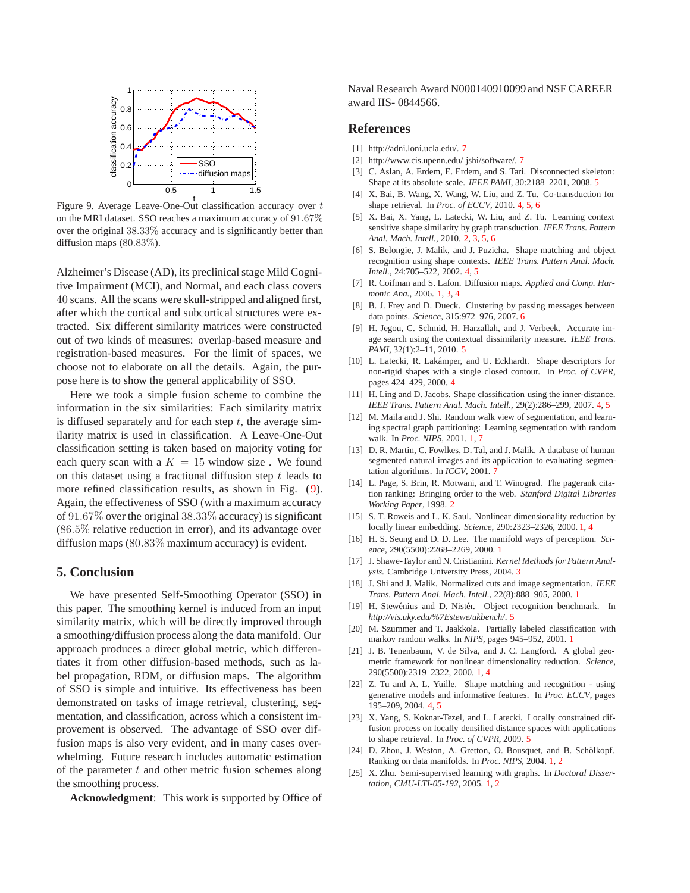1
0.8
0.6
0.4
0.2
0
0.5
1
1.5
t
classification accuracy
SSO
diffusion maps

Figure 9. Average Leave-One-Out classification accuracy over $t$ on the MRI dataset. SSO reaches a maximum accuracy of $91.67\%$ over the original $38.33\%$ accuracy and is significantly better than diffusion maps ($80.83\%$).

Alzheimer's Disease (AD), its preclinical stage Mild Cognitive Impairment (MCI), and Normal, and each class covers $40$ scans. All the scans were skull-stripped and aligned first, after which the cortical and subcortical structures were extracted. Six different similarity matrices were constructed out of two kinds of measures: overlap-based measure and registration-based measures. For the limit of spaces, we choose not to elaborate on all the details. Again, the purpose here is to show the general applicability of SSO.

Here we took a simple fusion scheme to combine the information in the six similarities: Each similarity matrix is diffused separately and for each step $t$, the average similarity matrix is used in classification. A Leave-One-Out classification setting is taken based on majority voting for each query scan with a $K = 15$ window size . We found on this dataset using a fractional diffusion step $t$ leads to more refined classification results, as shown in Fig. (9). Again, the effectiveness of SSO (with a maximum accuracy of $91.67\%$ over the original $38.33\%$ accuracy) is significant ($86.5\%$ relative reduction in error), and its advantage over diffusion maps ($80.83\%$ maximum accuracy) is evident.

## 5. Conclusion

We have presented Self-Smoothing Operator (SSO) in this paper. The smoothing kernel is induced from an input similarity matrix, which will be directly improved through a smoothing/diffusion process along the data manifold. Our approach produces a direct global metric, which differentiates it from other diffusion-based methods, such as label propagation, RDM, or diffusion maps. The algorithm of SSO is simple and intuitive. Its effectiveness has been demonstrated on tasks of image retrieval, clustering, segmentation, and classification, across which a consistent improvement is observed. The advantage of SSO over diffusion maps is also very evident, and in many cases overwhelming. Future research includes automatic estimation of the parameter $t$ and other metric fusion schemes along the smoothing process.

**Acknowledgment**: This work is supported by Office of Naval Research Award N000140910099 and NSF CAREER award IIS- 0844566.

## References

[1] http://adni.loni.ucla.edu/. 7

[2] http://www.cis.upenn.edu/ jshi/software/. 7

[3] C. Aslan, A. Erdem, E. Erdem, and S. Tari. Disconnected skeleton: Shape at its absolute scale. *IEEE PAMI*, 30:2188–2201, 2008. 5

[4] X. Bai, B. Wang, X. Wang, W. Liu, and Z. Tu. Co-transduction for shape retrieval. In *Proc. of ECCV*, 2010. 4, 5, 6

[5] X. Bai, X. Yang, L. Latecki, W. Liu, and Z. Tu. Learning context sensitive shape similarity by graph transduction. *IEEE Trans. Pattern Anal. Mach. Intell.*, 2010. 2, 3, 5, 6

[6] S. Belongie, J. Malik, and J. Puzicha. Shape matching and object recognition using shape contexts. *IEEE Trans. Pattern Anal. Mach. Intell.*, 24:705–522, 2002. 4, 5

[7] R. Coifman and S. Lafon. Diffusion maps. *Applied and Comp. Harmonic Ana.*, 2006. 1, 3, 4

[8] B. J. Frey and D. Dueck. Clustering by passing messages between data points. *Science*, 315:972–976, 2007. 6

[9] H. Jegou, C. Schmid, H. Harzallah, and J. Verbeek. Accurate image search using the contextual dissimilarity measure. *IEEE Trans. PAMI*, 32(1):2–11, 2010. 5

[10] L. Latecki, R. Lakámper, and U. Eckhardt. Shape descriptors for non-rigid shapes with a single closed contour. In *Proc. of CVPR*, pages 424–429, 2000. 4

[11] H. Ling and D. Jacobs. Shape classification using the inner-distance. *IEEE Trans. Pattern Anal. Mach. Intell.*, 29(2):286–299, 2007. 4, 5

[12] M. Maila and J. Shi. Random walk view of segmentation, and learning spectral graph partitioning: Learning segmentation with random walk. In *Proc. NIPS*, 2001. 1, 7

[13] D. R. Martin, C. Fowlkes, D. Tal, and J. Malik. A database of human segmented natural images and its application to evaluating segmentation algorithms. In *ICCV*, 2001. 7

[14] L. Page, S. Brin, R. Motwani, and T. Winograd. The pagerank citation ranking: Bringing order to the web. *Stanford Digital Libraries Working Paper*, 1998. 2

[15] S. T. Roweis and L. K. Saul. Nonlinear dimensionality reduction by locally linear embedding. *Science*, 290:2323–2326, 2000. 1, 4

[16] H. S. Seung and D. D. Lee. The manifold ways of perception. *Science*, 290(5500):2268–2269, 2000. 1

[17] J. Shawe-Taylor and N. Cristianini. *Kernel Methods for Pattern Analysis*. Cambridge University Press, 2004. 3

[18] J. Shi and J. Malik. Normalized cuts and image segmentation. *IEEE Trans. Pattern Anal. Mach. Intell.*, 22(8):888–905, 2000. 1

[19] H. Stewénius and D. Nistér. Object recognition benchmark. In *http://vis.uky.edu/%7Estewe/ukbench/*. 5

[20] M. Szummer and T. Jaakkola. Partially labeled classification with markov random walks. In *NIPS*, pages 945–952, 2001. 1

[21] J. B. Tenenbaum, V. de Silva, and J. C. Langford. A global geometric framework for nonlinear dimensionality reduction. *Science*, 290(5500):2319–2322, 2000. 1, 4

[22] Z. Tu and A. L. Yuille. Shape matching and recognition - using generative models and informative features. In *Proc. ECCV*, pages 195–209, 2004. 4, 5

[23] X. Yang, S. Koknar-Tezel, and L. Latecki. Locally constrained diffusion process on locally densified distance spaces with applications to shape retrieval. In *Proc. of CVPR*, 2009. 5

[24] D. Zhou, J. Weston, A. Gretton, O. Bousquet, and B. Schölkopf. Ranking on data manifolds. In *Proc. NIPS*, 2004. 1, 2

[25] X. Zhu. Semi-supervised learning with graphs. In *Doctoral Dissertation, CMU-LTI-05-192*, 2005. 1, 2